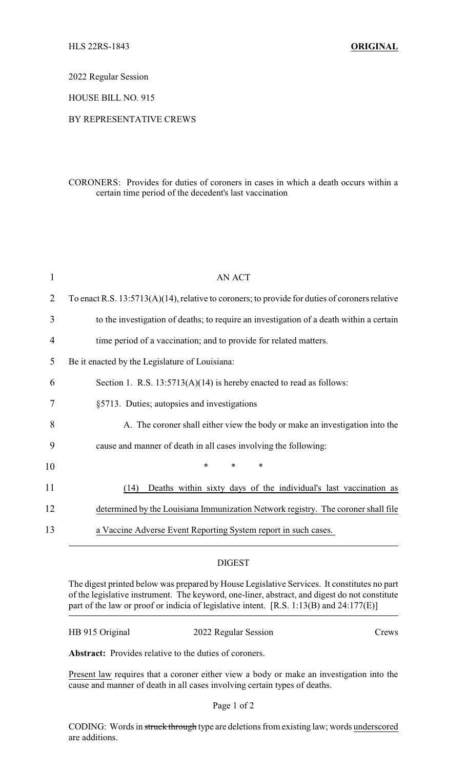HLS 22RS-1843 **ORIGINAL**

2022 Regular Session

HOUSE BILL NO. 915

BY REPRESENTATIVE CREWS

CORONERS: Provides for duties of coroners in cases in which a death occurs within a certain time period of the decedent's last vaccination

AN ACT

To enact R.S. 13:5713(A)(14), relative to coroners; to provide for duties of coroners relative to the investigation of deaths; to require an investigation of a death within a certain time period of a vaccination; and to provide for related matters.

Be it enacted by the Legislature of Louisiana:

Section 1. R.S. 13:5713(A)(14) is hereby enacted to read as follows:

§5713. Duties; autopsies and investigations

A. The coroner shall either view the body or make an investigation into the cause and manner of death in all cases involving the following:

\* \* \*

<u>(14) Deaths within sixty days of the individual's last vaccination as determined by the Louisiana Immunization Network registry. The coroner shall file a Vaccine Adverse Event Reporting System report in such cases.</u>

## DIGEST

The digest printed below was prepared by House Legislative Services. It constitutes no part of the legislative instrument. The keyword, one-liner, abstract, and digest do not constitute part of the law or proof or indicia of legislative intent. [R.S. 1:13(B) and 24:177(E)]

HB 915 Original | 2022 Regular Session | Crews

**Abstract:** Provides relative to the duties of coroners.

<u>Present law</u> requires that a coroner either view a body or make an investigation into the cause and manner of death in all cases involving certain types of deaths.

CODING: Words in ~~struck through~~ type are deletions from existing law; words <u>underscored</u> are additions.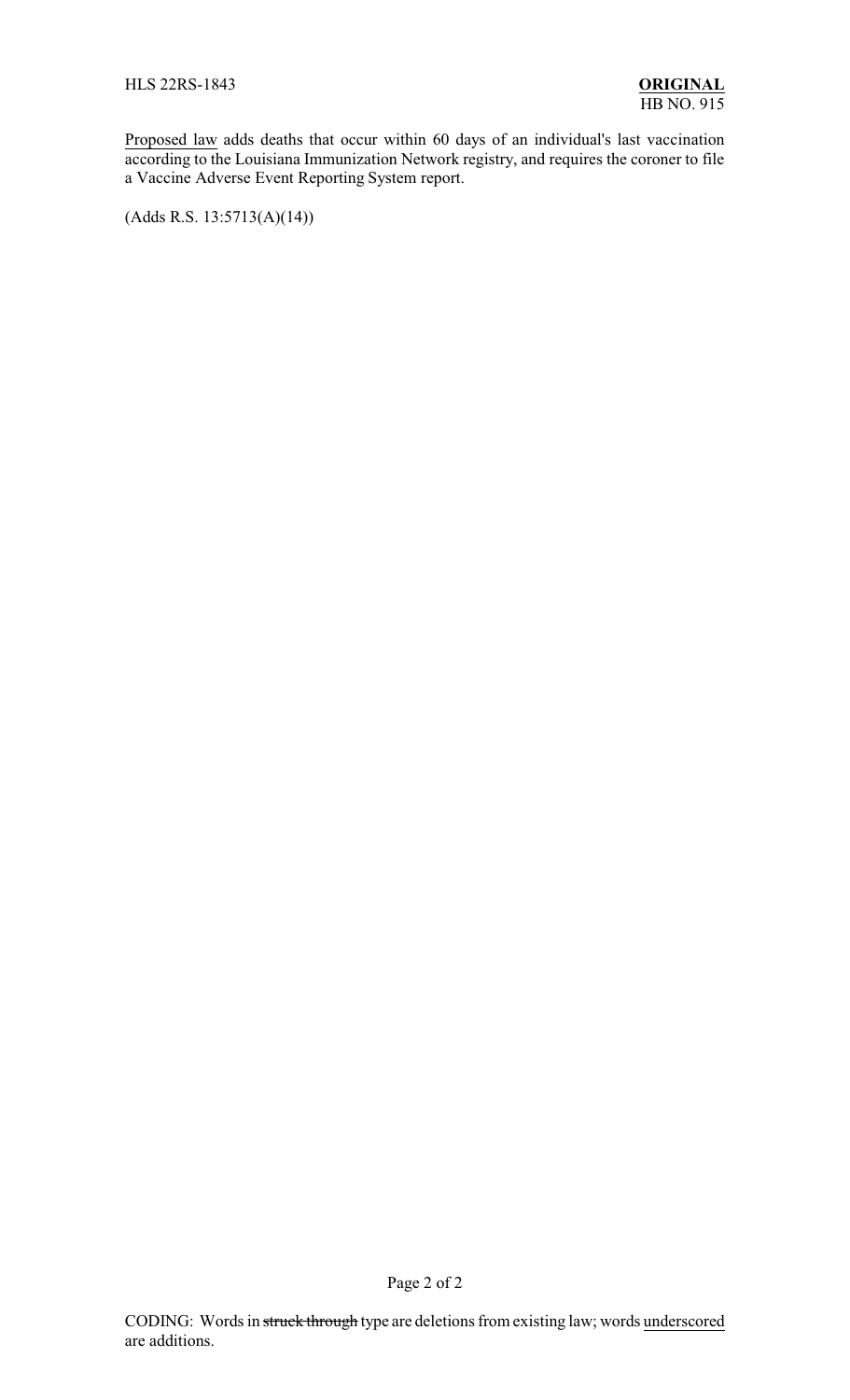Proposed law adds deaths that occur within 60 days of an individual's last vaccination according to the Louisiana Immunization Network registry, and requires the coroner to file a Vaccine Adverse Event Reporting System report.

(Adds R.S. 13:5713(A)(14))